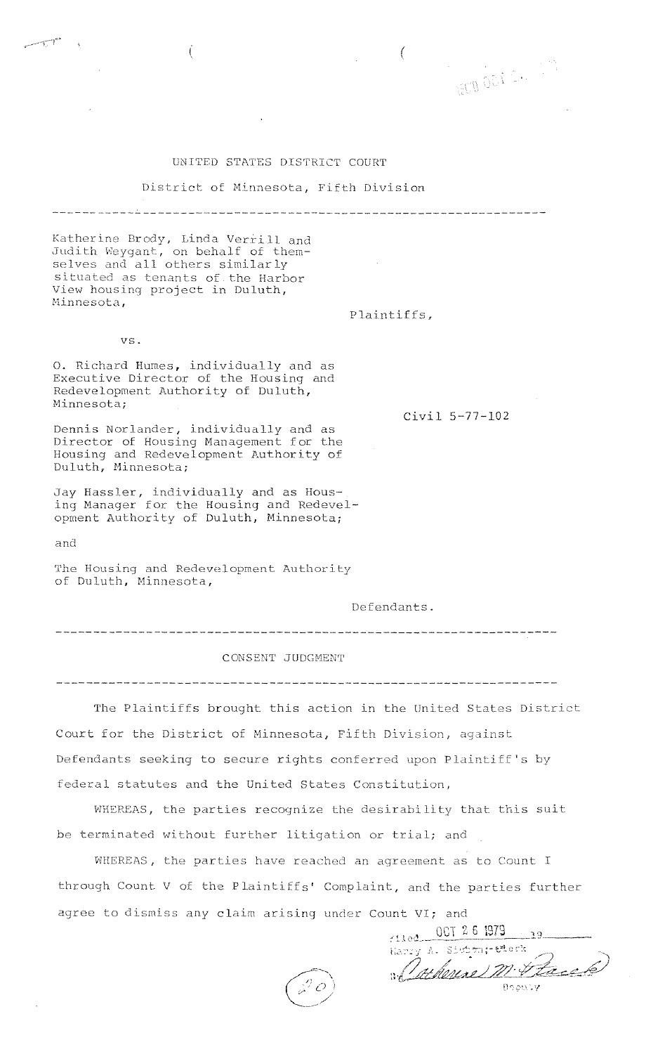UNITED STATES DISTRICT COURT

District of Minnesota, Fifth Division

---

Katherine Brody, Linda Verrill and Judith Weygant, on behalf of themselves and all others similarly situated as tenants of the Harbor View housing project in Duluth, Minnesota,

Plaintiffs,

vs.

O. Richard Humes, individually and as Executive Director of the Housing and Redevelopment Authority of Duluth, Minnesota;

Civil 5-77-102

Dennis Norlander, individually and as Director of Housing Management for the Housing and Redevelopment Authority of Duluth, Minnesota;

Jay Hassler, individually and as Housing Manager for the Housing and Redevelopment Authority of Duluth, Minnesota;

and

The Housing and Redevelopment Authority of Duluth, Minnesota,

Defendants.

---

CONSENT JUDGMENT

---

The Plaintiffs brought this action in the United States District Court for the District of Minnesota, Fifth Division, against Defendants seeking to secure rights conferred upon Plaintiff's by federal statutes and the United States Constitution,

WHEREAS, the parties recognize the desirability that this suit be terminated without further litigation or trial; and

WHEREAS, the parties have reached an agreement as to Count I through Count V of the Plaintiffs' Complaint, and the parties further agree to dismiss any claim arising under Count VI; and

Filed OCT 26 1979
Harry A. Sieben, Clerk
By Catherine M. Placek
Deputy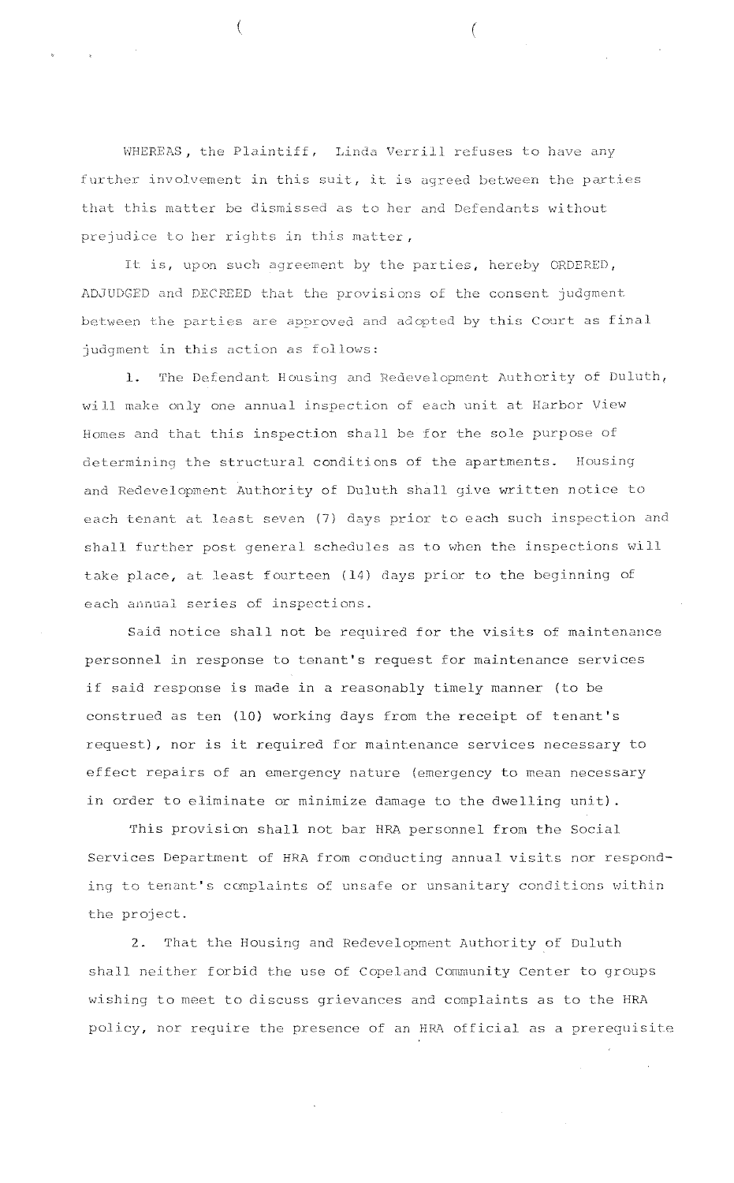WHEREAS, the Plaintiff, Linda Verrill refuses to have any further involvement in this suit, it is agreed between the parties that this matter be dismissed as to her and Defendants without prejudice to her rights in this matter,

It is, upon such agreement by the parties, hereby ORDERED, ADJUDGED and DECREED that the provisions of the consent judgment between the parties are approved and adopted by this Court as final judgment in this action as follows:

1. The Defendant Housing and Redevelopment Authority of Duluth, will make only one annual inspection of each unit at Harbor View Homes and that this inspection shall be for the sole purpose of determining the structural conditions of the apartments. Housing and Redevelopment Authority of Duluth shall give written notice to each tenant at least seven (7) days prior to each such inspection and shall further post general schedules as to when the inspections will take place, at least fourteen (14) days prior to the beginning of each annual series of inspections.

Said notice shall not be required for the visits of maintenance personnel in response to tenant's request for maintenance services if said response is made in a reasonably timely manner (to be construed as ten (10) working days from the receipt of tenant's request), nor is it required for maintenance services necessary to effect repairs of an emergency nature (emergency to mean necessary in order to eliminate or minimize damage to the dwelling unit).

This provision shall not bar HRA personnel from the Social Services Department of HRA from conducting annual visits nor responding to tenant's complaints of unsafe or unsanitary conditions within the project.

2. That the Housing and Redevelopment Authority of Duluth shall neither forbid the use of Copeland Community Center to groups wishing to meet to discuss grievances and complaints as to the HRA policy, nor require the presence of an HRA official as a prerequisite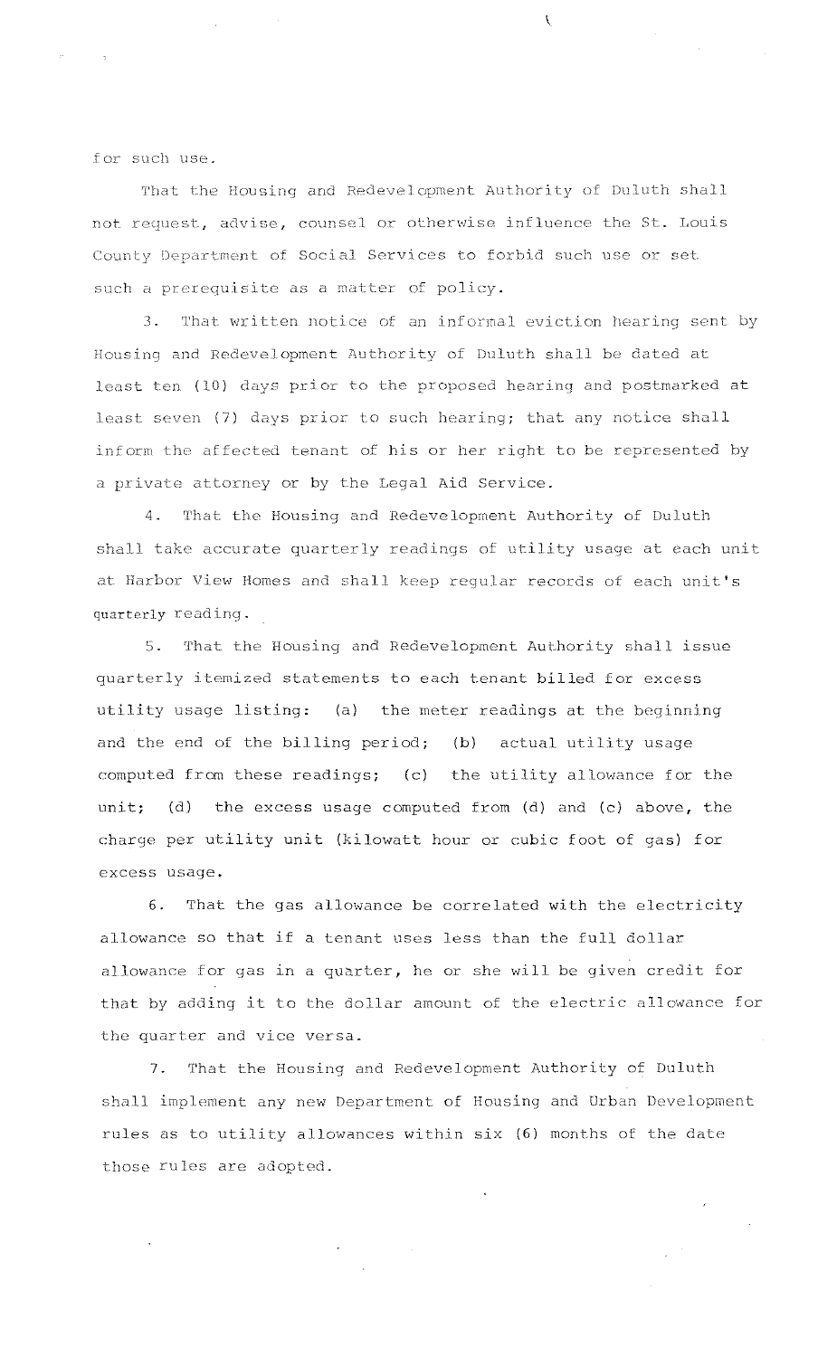for such use.

That the Housing and Redevelopment Authority of Duluth shall not request, advise, counsel or otherwise influence the St. Louis County Department of Social Services to forbid such use or set such a prerequisite as a matter of policy.

3. That written notice of an informal eviction hearing sent by Housing and Redevelopment Authority of Duluth shall be dated at least ten (10) days prior to the proposed hearing and postmarked at least seven (7) days prior to such hearing; that any notice shall inform the affected tenant of his or her right to be represented by a private attorney or by the Legal Aid Service.

4. That the Housing and Redevelopment Authority of Duluth shall take accurate quarterly readings of utility usage at each unit at Harbor View Homes and shall keep regular records of each unit's quarterly reading.

5. That the Housing and Redevelopment Authority shall issue quarterly itemized statements to each tenant billed for excess utility usage listing: (a) the meter readings at the beginning and the end of the billing period; (b) actual utility usage computed from these readings; (c) the utility allowance for the unit; (d) the excess usage computed from (d) and (c) above, the charge per utility unit (kilowatt hour or cubic foot of gas) for excess usage.

6. That the gas allowance be correlated with the electricity allowance so that if a tenant uses less than the full dollar allowance for gas in a quarter, he or she will be given credit for that by adding it to the dollar amount of the electric allowance for the quarter and vice versa.

7. That the Housing and Redevelopment Authority of Duluth shall implement any new Department of Housing and Urban Development rules as to utility allowances within six (6) months of the date those rules are adopted.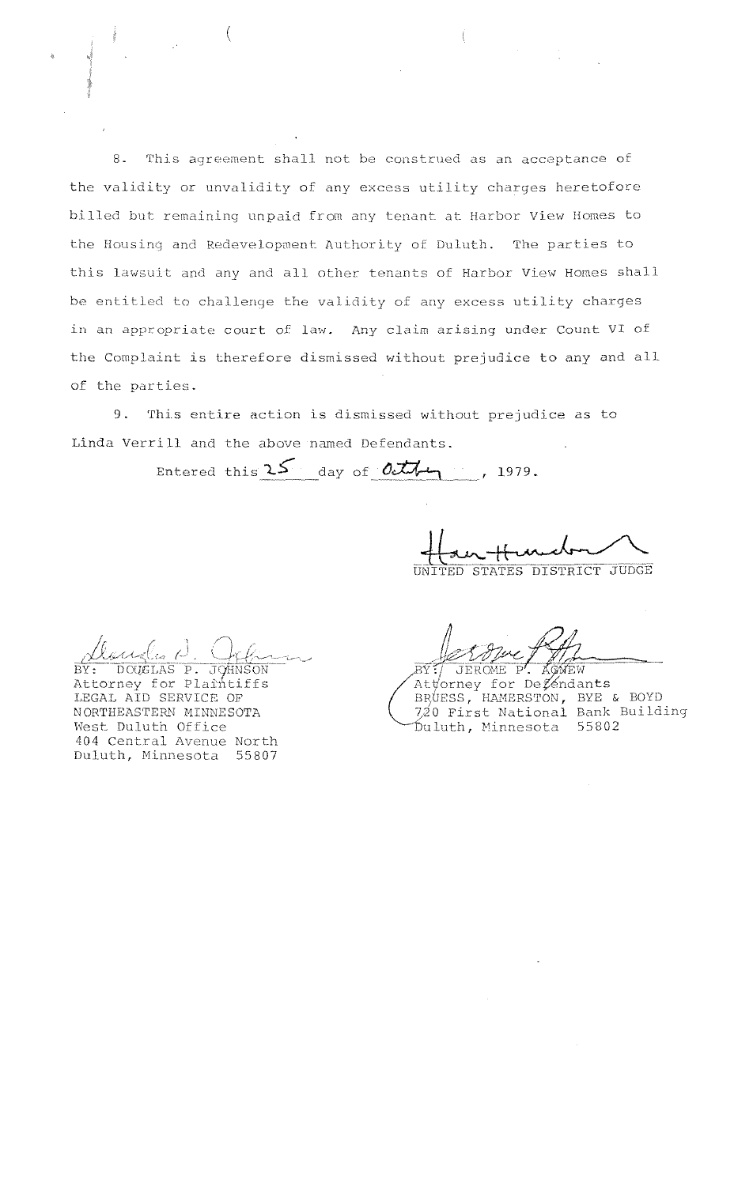8. This agreement shall not be construed as an acceptance of the validity or unvalidity of any excess utility charges heretofore billed but remaining unpaid from any tenant at Harbor View Homes to the Housing and Redevelopment Authority of Duluth. The parties to this lawsuit and any and all other tenants of Harbor View Homes shall be entitled to challenge the validity of any excess utility charges in an appropriate court of law. Any claim arising under Count VI of the Complaint is therefore dismissed without prejudice to any and all of the parties.

9. This entire action is dismissed without prejudice as to Linda Verrill and the above named Defendants.

Entered this 25 day of October, 1979.

UNITED STATES DISTRICT JUDGE

BY: DOUGLAS P. JOHNSON
Attorney for Plaintiffs
LEGAL AID SERVICE OF
NORTHEASTERN MINNESOTA
West Duluth Office
404 Central Avenue North
Duluth, Minnesota 55807

BY: JEROME P. AGNEW
Attorney for Defendants
BRUESS, HAMERSTON, BYE & BOYD
720 First National Bank Building
Duluth, Minnesota 55802